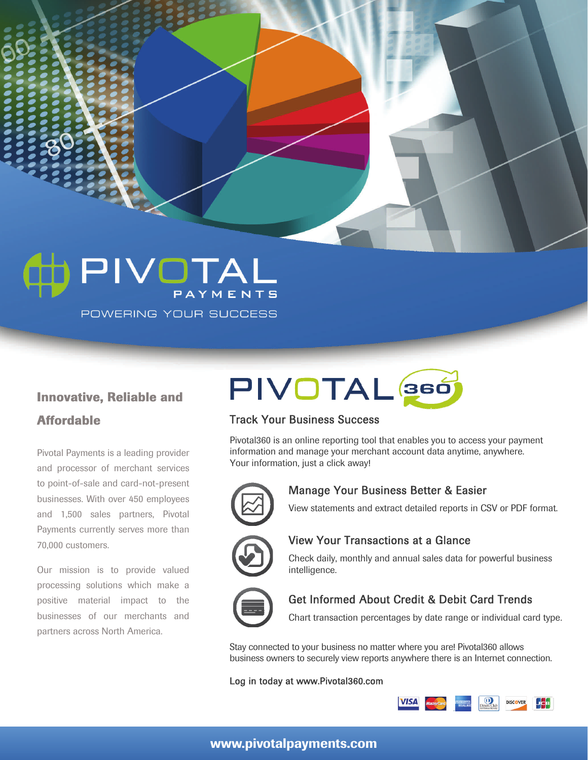# PIVOTAL PAYMENTS

POWERING YOUR SUCCESS

## Innovative, Reliable and Affordable

Pivotal Payments is a leading provider and processor of merchant services to point-of-sale and card-not-present businesses. With over 450 employees and 1,500 sales partners, Pivotal Payments currently serves more than 70,000 customers.

Our mission is to provide valued processing solutions which make a positive material impact to the businesses of our merchants and partners across North America.

# PIVOTAL 360

## Track Your Business Success

Pivotal360 is an online reporting tool that enables you to access your payment information and manage your merchant account data anytime, anywhere. Your information, just a click away!

### Manage Your Business Better & Easier

View statements and extract detailed reports in CSV or PDF format.

### View Your Transactions at a Glance

Check daily, monthly and annual sales data for powerful business intelligence.

### Get Informed About Credit & Debit Card Trends

Chart transaction percentages by date range or individual card type.

Stay connected to your business no matter where you are! Pivotal360 allows business owners to securely view reports anywhere there is an Internet connection.

Log in today at www.Pivotal360.com

**www.pivotalpayments.com**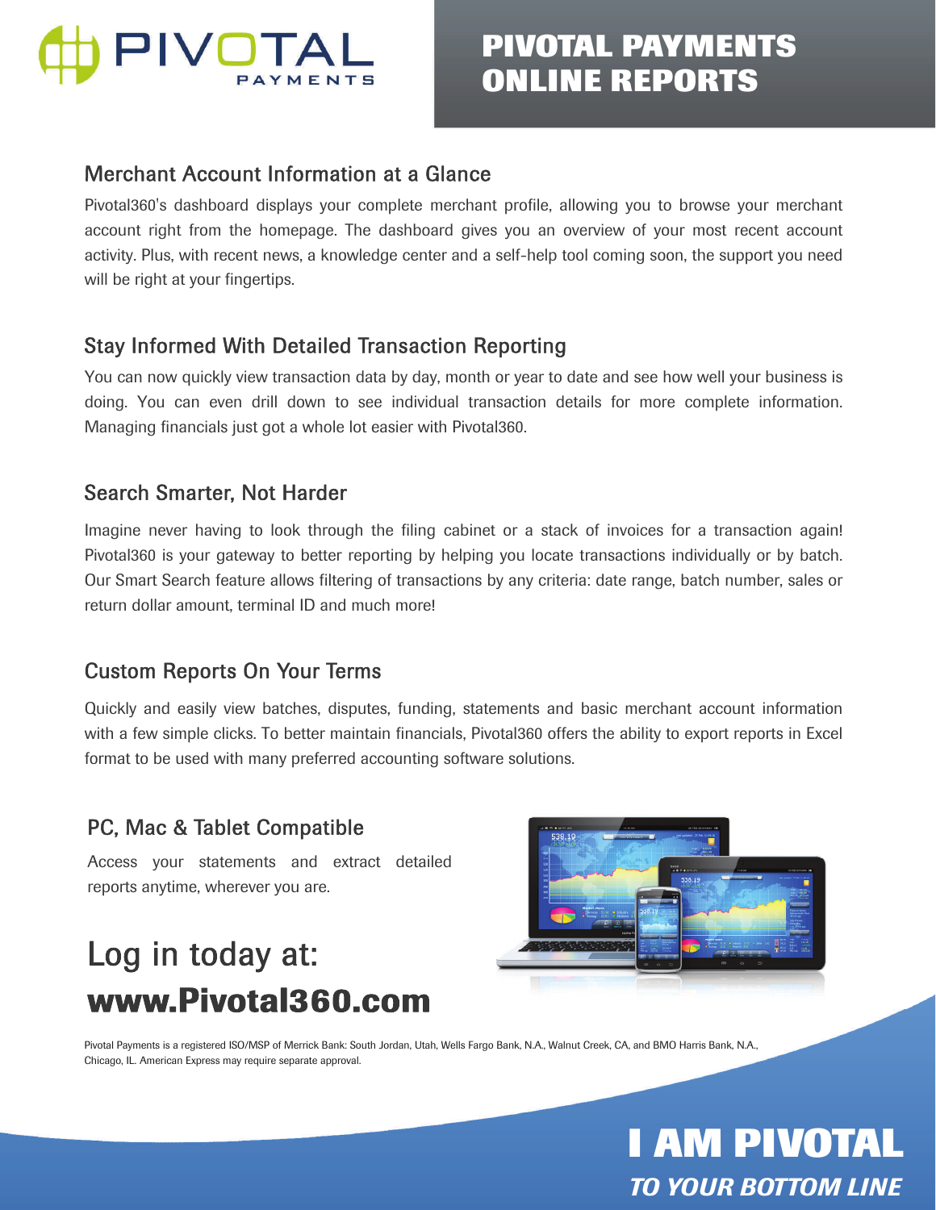PIVOTAL PAYMENTS

# PIVOTAL PAYMENTS ONLINE REPORTS

## Merchant Account Information at a Glance

Pivotal360's dashboard displays your complete merchant profile, allowing you to browse your merchant account right from the homepage. The dashboard gives you an overview of your most recent account activity. Plus, with recent news, a knowledge center and a self-help tool coming soon, the support you need will be right at your fingertips.

## Stay Informed With Detailed Transaction Reporting

You can now quickly view transaction data by day, month or year to date and see how well your business is doing. You can even drill down to see individual transaction details for more complete information. Managing financials just got a whole lot easier with Pivotal360.

## Search Smarter, Not Harder

Imagine never having to look through the filing cabinet or a stack of invoices for a transaction again! Pivotal360 is your gateway to better reporting by helping you locate transactions individually or by batch. Our Smart Search feature allows filtering of transactions by any criteria: date range, batch number, sales or return dollar amount, terminal ID and much more!

## Custom Reports On Your Terms

Quickly and easily view batches, disputes, funding, statements and basic merchant account information with a few simple clicks. To better maintain financials, Pivotal360 offers the ability to export reports in Excel format to be used with many preferred accounting software solutions.

## PC, Mac & Tablet Compatible

Access your statements and extract detailed reports anytime, wherever you are.

## Log in today at: **www.Pivotal360.com**

Pivotal Payments is a registered ISO/MSP of Merrick Bank: South Jordan, Utah, Wells Fargo Bank, N.A., Walnut Creek, CA, and BMO Harris Bank, N.A., Chicago, IL. American Express may require separate approval.

**I AM PIVOTAL**
***TO YOUR BOTTOM LINE***